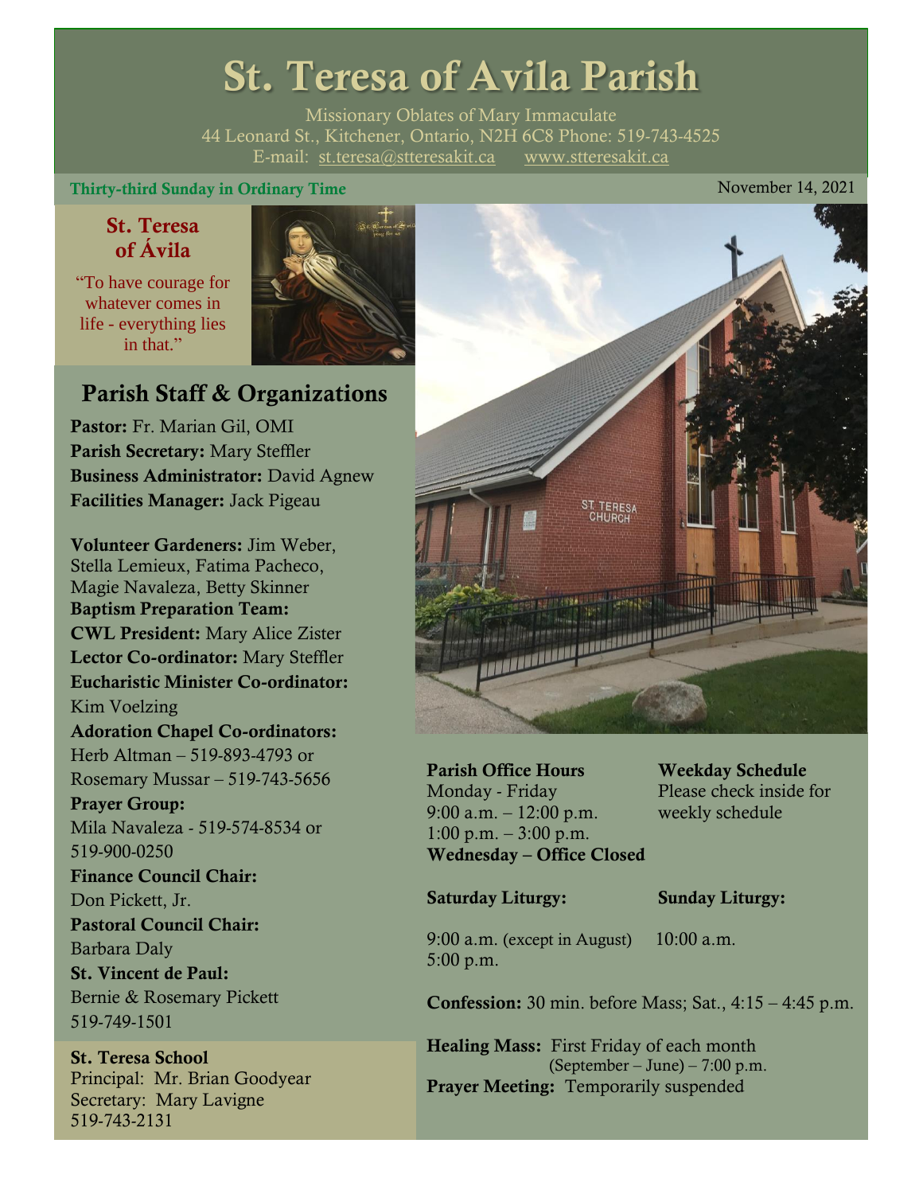# St. Teresa of Avila Parish

Missionary Oblates of Mary Immaculate
44 Leonard St., Kitchener, Ontario, N2H 6C8 Phone: 519-743-4525
E-mail: st.teresa@stteresakit.ca www.stteresakit.ca

**Thirty-third Sunday in Ordinary Time** November 14, 2021

## St. Teresa of Ávila

"To have courage for whatever comes in life - everything lies in that."

## Parish Staff & Organizations

**Pastor:** Fr. Marian Gil, OMI
**Parish Secretary:** Mary Steffler
**Business Administrator:** David Agnew
**Facilities Manager:** Jack Pigeau

**Volunteer Gardeners:** Jim Weber, Stella Lemieux, Fatima Pacheco, Magie Navaleza, Betty Skinner
**Baptism Preparation Team:**
**CWL President:** Mary Alice Zister
**Lector Co-ordinator:** Mary Steffler
**Eucharistic Minister Co-ordinator:** Kim Voelzing
**Adoration Chapel Co-ordinators:** Herb Altman – 519-893-4793 or Rosemary Mussar – 519-743-5656
**Prayer Group:** Mila Navaleza - 519-574-8534 or 519-900-0250
**Finance Council Chair:** Don Pickett, Jr.
**Pastoral Council Chair:** Barbara Daly
**St. Vincent de Paul:** Bernie & Rosemary Pickett 519-749-1501

**St. Teresa School**
Principal: Mr. Brian Goodyear
Secretary: Mary Lavigne
519-743-2131

**Parish Office Hours**
Monday - Friday
9:00 a.m. – 12:00 p.m.
1:00 p.m. – 3:00 p.m.
**Wednesday – Office Closed**

**Weekday Schedule**
Please check inside for weekly schedule

**Saturday Liturgy:**
9:00 a.m. (except in August)
5:00 p.m.

**Sunday Liturgy:**
10:00 a.m.

**Confession:** 30 min. before Mass; Sat., 4:15 – 4:45 p.m.

**Healing Mass:** First Friday of each month (September – June) – 7:00 p.m.
**Prayer Meeting:** Temporarily suspended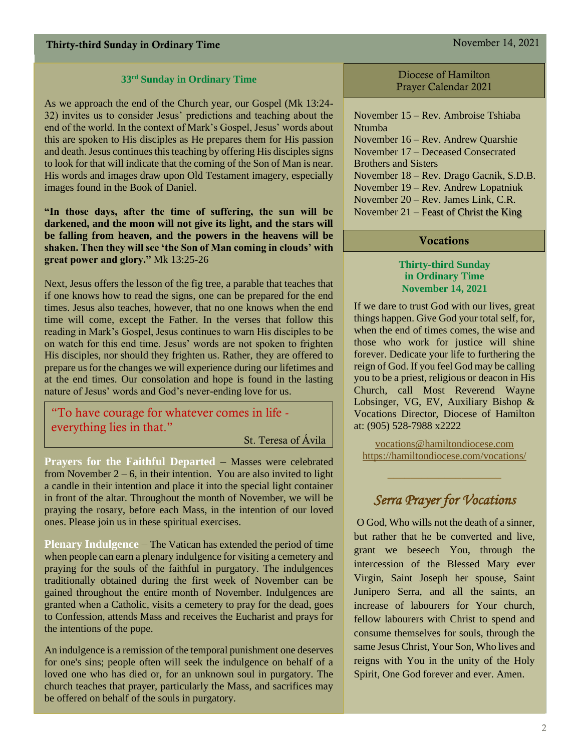## 33rd Sunday in Ordinary Time

As we approach the end of the Church year, our Gospel (Mk 13:24-32) invites us to consider Jesus' predictions and teaching about the end of the world. In the context of Mark's Gospel, Jesus' words about this are spoken to His disciples as He prepares them for His passion and death. Jesus continues this teaching by offering His disciples signs to look for that will indicate that the coming of the Son of Man is near. His words and images draw upon Old Testament imagery, especially images found in the Book of Daniel.

**"In those days, after the time of suffering, the sun will be darkened, and the moon will not give its light, and the stars will be falling from heaven, and the powers in the heavens will be shaken. Then they will see 'the Son of Man coming in clouds' with great power and glory."** Mk 13:25-26

Next, Jesus offers the lesson of the fig tree, a parable that teaches that if one knows how to read the signs, one can be prepared for the end times. Jesus also teaches, however, that no one knows when the end time will come, except the Father. In the verses that follow this reading in Mark's Gospel, Jesus continues to warn His disciples to be on watch for this end time. Jesus' words are not spoken to frighten His disciples, nor should they frighten us. Rather, they are offered to prepare us for the changes we will experience during our lifetimes and at the end times. Our consolation and hope is found in the lasting nature of Jesus' words and God's never-ending love for us.

> "To have courage for whatever comes in life - everything lies in that."
>
> St. Teresa of Ávila

**Prayers for the Faithful Departed** – Masses were celebrated from November 2 – 6, in their intention. You are also invited to light a candle in their intention and place it into the special light container in front of the altar. Throughout the month of November, we will be praying the rosary, before each Mass, in the intention of our loved ones. Please join us in these spiritual exercises.

**Plenary Indulgence** – The Vatican has extended the period of time when people can earn a plenary indulgence for visiting a cemetery and praying for the souls of the faithful in purgatory. The indulgences traditionally obtained during the first week of November can be gained throughout the entire month of November. Indulgences are granted when a Catholic, visits a cemetery to pray for the dead, goes to Confession, attends Mass and receives the Eucharist and prays for the intentions of the pope.

An indulgence is a remission of the temporal punishment one deserves for one's sins; people often will seek the indulgence on behalf of a loved one who has died or, for an unknown soul in purgatory. The church teaches that prayer, particularly the Mass, and sacrifices may be offered on behalf of the souls in purgatory.

## Diocese of Hamilton Prayer Calendar 2021

November 15 – Rev. Ambroise Tshiaba Ntumba
November 16 – Rev. Andrew Quarshie
November 17 – Deceased Consecrated Brothers and Sisters
November 18 – Rev. Drago Gacnik, S.D.B.
November 19 – Rev. Andrew Lopatniuk
November 20 – Rev. James Link, C.R.
November 21 – Feast of Christ the King

## Vocations

**Thirty-third Sunday in Ordinary Time**
**November 14, 2021**

If we dare to trust God with our lives, great things happen. Give God your total self, for, when the end of times comes, the wise and those who work for justice will shine forever. Dedicate your life to furthering the reign of God. If you feel God may be calling you to be a priest, religious or deacon in His Church, call Most Reverend Wayne Lobsinger, VG, EV, Auxiliary Bishop & Vocations Director, Diocese of Hamilton at: (905) 528-7988 x2222

vocations@hamiltondiocese.com
https://hamiltondiocese.com/vocations/

---

### *Serra Prayer for Vocations*

O God, Who wills not the death of a sinner, but rather that he be converted and live, grant we beseech You, through the intercession of the Blessed Mary ever Virgin, Saint Joseph her spouse, Saint Junipero Serra, and all the saints, an increase of labourers for Your church, fellow labourers with Christ to spend and consume themselves for souls, through the same Jesus Christ, Your Son, Who lives and reigns with You in the unity of the Holy Spirit, One God forever and ever. Amen.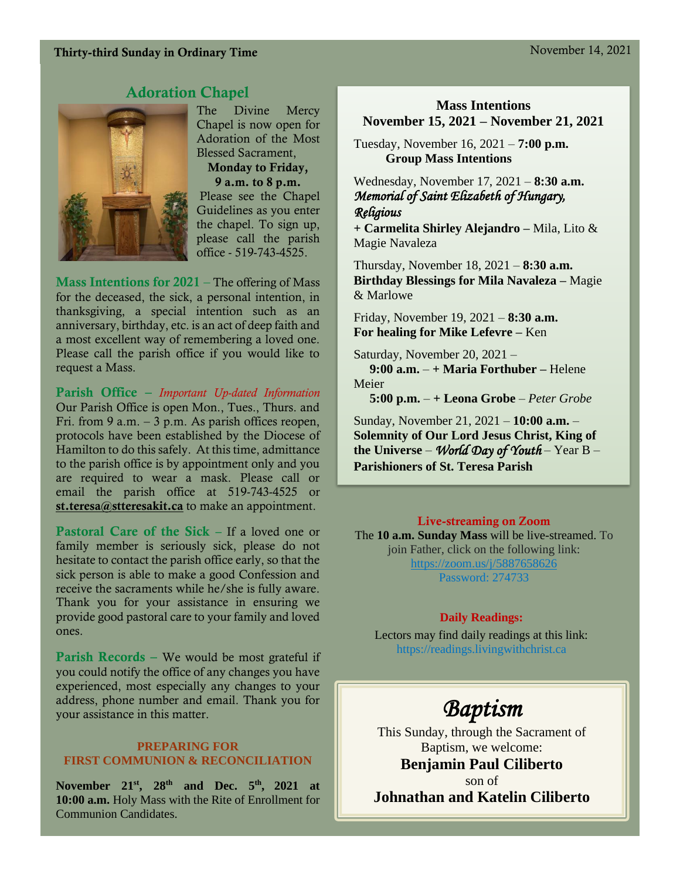## Adoration Chapel

The Divine Mercy Chapel is now open for Adoration of the Most Blessed Sacrament, **Monday to Friday, 9 a.m. to 8 p.m.** Please see the Chapel Guidelines as you enter the chapel. To sign up, please call the parish office - 519-743-4525.

**Mass Intentions for 2021** – The offering of Mass for the deceased, the sick, a personal intention, in thanksgiving, a special intention such as an anniversary, birthday, etc. is an act of deep faith and a most excellent way of remembering a loved one. Please call the parish office if you would like to request a Mass.

**Parish Office** – *Important Up-dated Information*
Our Parish Office is open Mon., Tues., Thurs. and Fri. from 9 a.m. – 3 p.m. As parish offices reopen, protocols have been established by the Diocese of Hamilton to do this safely. At this time, admittance to the parish office is by appointment only and you are required to wear a mask. Please call or email the parish office at 519-743-4525 or **st.teresa@stteresakit.ca** to make an appointment.

**Pastoral Care of the Sick** – If a loved one or family member is seriously sick, please do not hesitate to contact the parish office early, so that the sick person is able to make a good Confession and receive the sacraments while he/she is fully aware. Thank you for your assistance in ensuring we provide good pastoral care to your family and loved ones.

**Parish Records** – We would be most grateful if you could notify the office of any changes you have experienced, most especially any changes to your address, phone number and email. Thank you for your assistance in this matter.

### PREPARING FOR FIRST COMMUNION & RECONCILIATION

**November 21st, 28th and Dec. 5th, 2021 at 10:00 a.m.** Holy Mass with the Rite of Enrollment for Communion Candidates.

### Mass Intentions
### November 15, 2021 – November 21, 2021

Tuesday, November 16, 2021 – **7:00 p.m.**
**Group Mass Intentions**

Wednesday, November 17, 2021 – **8:30 a.m.**
***Memorial of Saint Elizabeth of Hungary, Religious***
**+ Carmelita Shirley Alejandro –** Mila, Lito & Magie Navaleza

Thursday, November 18, 2021 – **8:30 a.m.**
**Birthday Blessings for Mila Navaleza –** Magie & Marlowe

Friday, November 19, 2021 – **8:30 a.m.**
**For healing for Mike Lefevre –** Ken

Saturday, November 20, 2021 –
**9:00 a.m.** – **+ Maria Forthuber –** Helene Meier
**5:00 p.m.** – **+ Leona Grobe** – *Peter Grobe*

Sunday, November 21, 2021 – **10:00 a.m.** – **Solemnity of Our Lord Jesus Christ, King of the Universe** – ***World Day of Youth*** – Year B – **Parishioners of St. Teresa Parish**

### Live-streaming on Zoom

The **10 a.m. Sunday Mass** will be live-streamed. To join Father, click on the following link:
https://zoom.us/j/5887658626
Password: 274733

### Daily Readings:

Lectors may find daily readings at this link:
https://readings.livingwithchrist.ca

## *Baptism*

This Sunday, through the Sacrament of Baptism, we welcome:
**Benjamin Paul Ciliberto**
son of
**Johnathan and Katelin Ciliberto**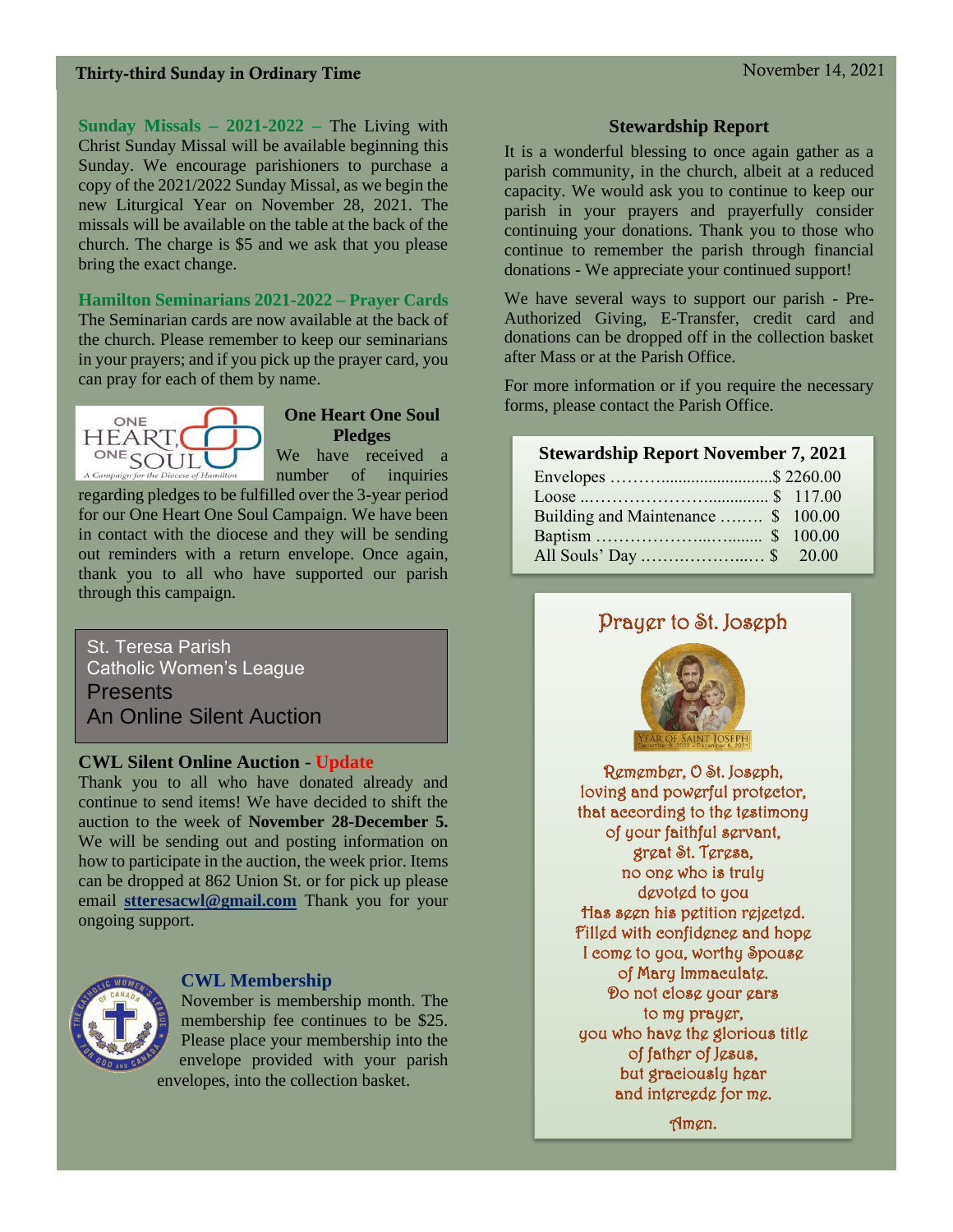**Sunday Missals – 2021-2022 –** The Living with Christ Sunday Missal will be available beginning this Sunday. We encourage parishioners to purchase a copy of the 2021/2022 Sunday Missal, as we begin the new Liturgical Year on November 28, 2021. The missals will be available on the table at the back of the church. The charge is $5 and we ask that you please bring the exact change.

**Hamilton Seminarians 2021-2022 – Prayer Cards**
The Seminarian cards are now available at the back of the church. Please remember to keep our seminarians in your prayers; and if you pick up the prayer card, you can pray for each of them by name.

### One Heart One Soul Pledges

We have received a number of inquiries regarding pledges to be fulfilled over the 3-year period for our One Heart One Soul Campaign. We have been in contact with the diocese and they will be sending out reminders with a return envelope. Once again, thank you to all who have supported our parish through this campaign.

St. Teresa Parish
Catholic Women's League
Presents
An Online Silent Auction

### CWL Silent Online Auction - Update

Thank you to all who have donated already and continue to send items! We have decided to shift the auction to the week of **November 28-December 5.** We will be sending out and posting information on how to participate in the auction, the week prior. Items can be dropped at 862 Union St. or for pick up please email **stteresacwl@gmail.com** Thank you for your ongoing support.

### CWL Membership

November is membership month. The membership fee continues to be $25. Please place your membership into the envelope provided with your parish envelopes, into the collection basket.

### Stewardship Report

It is a wonderful blessing to once again gather as a parish community, in the church, albeit at a reduced capacity. We would ask you to continue to keep our parish in your prayers and prayerfully consider continuing your donations. Thank you to those who continue to remember the parish through financial donations - We appreciate your continued support!

We have several ways to support our parish - Pre-Authorized Giving, E-Transfer, credit card and donations can be dropped off in the collection basket after Mass or at the Parish Office.

For more information or if you require the necessary forms, please contact the Parish Office.

| Stewardship Report November 7, 2021 | |
|---|---|
| Envelopes | $ 2260.00 |
| Loose | $ 117.00 |
| Building and Maintenance | $ 100.00 |
| Baptism | $ 100.00 |
| All Souls' Day | $ 20.00 |

### Prayer to St. Joseph

Remember, O St. Joseph,
loving and powerful protector,
that according to the testimony
of your faithful servant,
great St. Teresa,
no one who is truly
devoted to you
Has seen his petition rejected.
Filled with confidence and hope
I come to you, worthy Spouse
of Mary Immaculate.
Do not close your ears
to my prayer,
you who have the glorious title
of father of Jesus,
but graciously hear
and intercede for me.

Amen.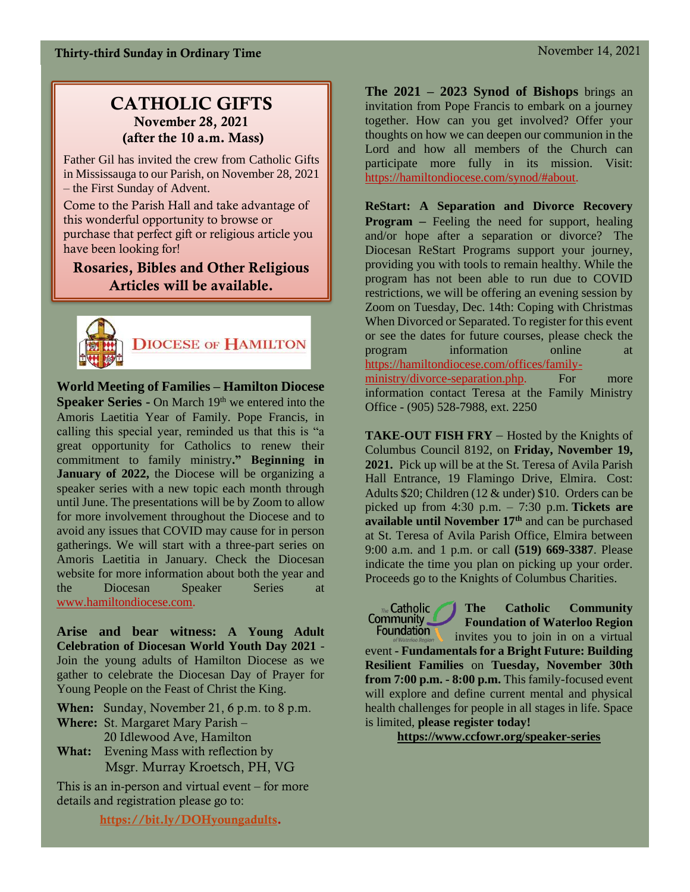# CATHOLIC GIFTS

**November 28, 2021**
**(after the 10 a.m. Mass)**

Father Gil has invited the crew from Catholic Gifts in Mississauga to our Parish, on November 28, 2021 – the First Sunday of Advent.

Come to the Parish Hall and take advantage of this wonderful opportunity to browse or purchase that perfect gift or religious article you have been looking for!

**Rosaries, Bibles and Other Religious Articles will be available.**

DIOCESE OF HAMILTON

**World Meeting of Families – Hamilton Diocese Speaker Series -** On March 19th we entered into the Amoris Laetitia Year of Family. Pope Francis, in calling this special year, reminded us that this is "a great opportunity for Catholics to renew their commitment to family ministry**." Beginning in January of 2022,** the Diocese will be organizing a speaker series with a new topic each month through until June. The presentations will be by Zoom to allow for more involvement throughout the Diocese and to avoid any issues that COVID may cause for in person gatherings. We will start with a three-part series on Amoris Laetitia in January. Check the Diocesan website for more information about both the year and the Diocesan Speaker Series at www.hamiltondiocese.com.

**Arise and bear witness: A Young Adult Celebration of Diocesan World Youth Day 2021** - Join the young adults of Hamilton Diocese as we gather to celebrate the Diocesan Day of Prayer for Young People on the Feast of Christ the King.

**When:** Sunday, November 21, 6 p.m. to 8 p.m.
**Where:** St. Margaret Mary Parish – 20 Idlewood Ave, Hamilton
**What:** Evening Mass with reflection by Msgr. Murray Kroetsch, PH, VG

This is an in-person and virtual event – for more details and registration please go to:

**https://bit.ly/DOHyoungadults.**

**The 2021 – 2023 Synod of Bishops** brings an invitation from Pope Francis to embark on a journey together. How can you get involved? Offer your thoughts on how we can deepen our communion in the Lord and how all members of the Church can participate more fully in its mission. Visit: https://hamiltondiocese.com/synod/#about.

**ReStart: A Separation and Divorce Recovery Program –** Feeling the need for support, healing and/or hope after a separation or divorce? The Diocesan ReStart Programs support your journey, providing you with tools to remain healthy. While the program has not been able to run due to COVID restrictions, we will be offering an evening session by Zoom on Tuesday, Dec. 14th: Coping with Christmas When Divorced or Separated. To register for this event or see the dates for future courses, please check the program information online at https://hamiltondiocese.com/offices/family-ministry/divorce-separation.php. For more information contact Teresa at the Family Ministry Office - (905) 528-7988, ext. 2250

**TAKE-OUT FISH FRY** – Hosted by the Knights of Columbus Council 8192, on **Friday, November 19, 2021.** Pick up will be at the St. Teresa of Avila Parish Hall Entrance, 19 Flamingo Drive, Elmira. Cost: Adults $20; Children (12 & under) $10. Orders can be picked up from 4:30 p.m. – 7:30 p.m. **Tickets are available until November 17th** and can be purchased at St. Teresa of Avila Parish Office, Elmira between 9:00 a.m. and 1 p.m. or call **(519) 669-3387**. Please indicate the time you plan on picking up your order. Proceeds go to the Knights of Columbus Charities.

**The Catholic Community Foundation of Waterloo Region** invites you to join in on a virtual event **- Fundamentals for a Bright Future: Building Resilient Families** on **Tuesday, November 30th from 7:00 p.m. - 8:00 p.m.** This family-focused event will explore and define current mental and physical health challenges for people in all stages in life. Space is limited, **please register today!**

**https://www.ccfowr.org/speaker-series**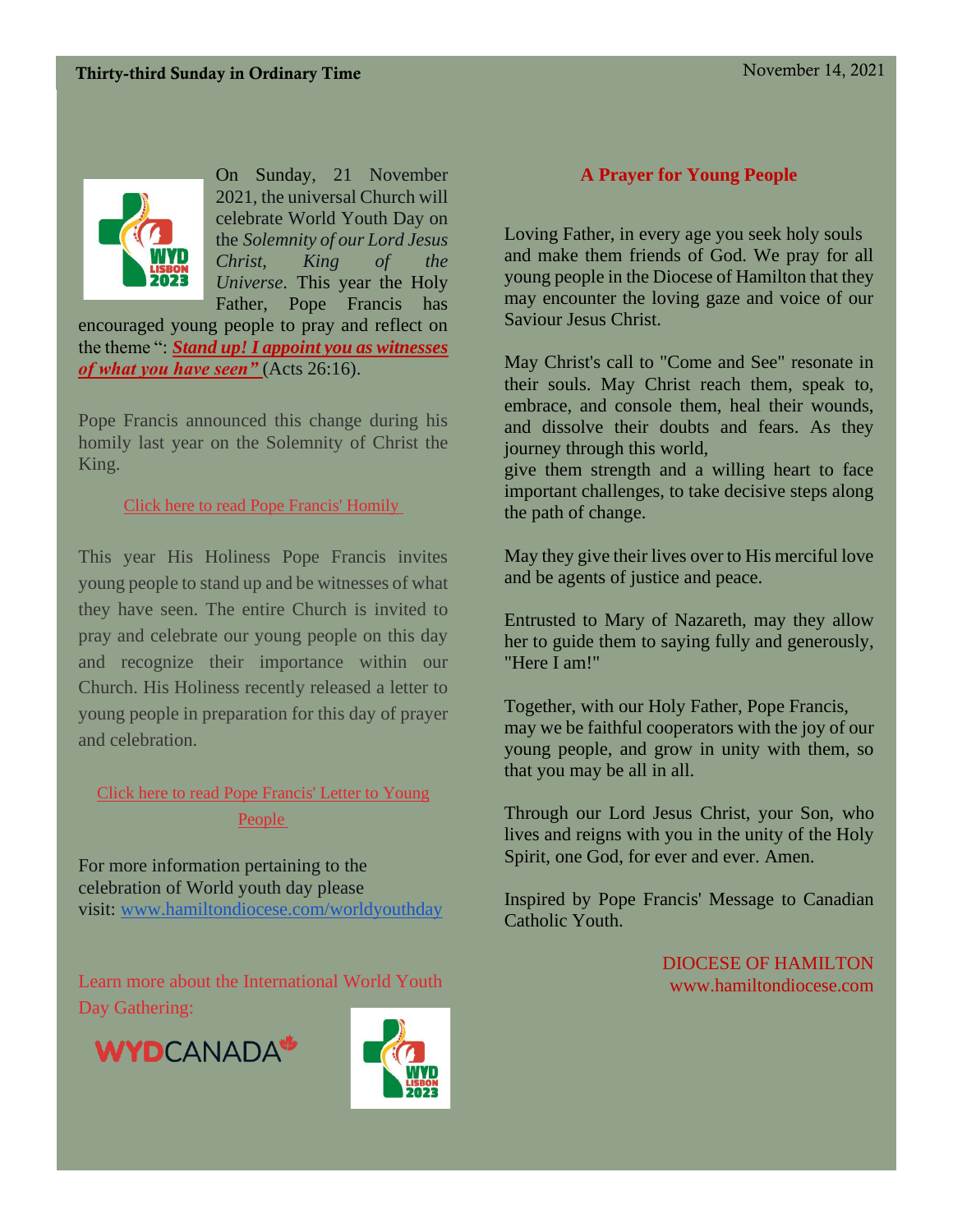On Sunday, 21 November 2021, the universal Church will celebrate World Youth Day on the *Solemnity of our Lord Jesus Christ, King of the Universe*. This year the Holy Father, Pope Francis has encouraged young people to pray and reflect on the theme ": ***Stand up! I appoint you as witnesses of what you have seen"*** (Acts 26:16).

Pope Francis announced this change during his homily last year on the Solemnity of Christ the King.

Click here to read Pope Francis' Homily

This year His Holiness Pope Francis invites young people to stand up and be witnesses of what they have seen. The entire Church is invited to pray and celebrate our young people on this day and recognize their importance within our Church. His Holiness recently released a letter to young people in preparation for this day of prayer and celebration.

Click here to read Pope Francis' Letter to Young People

For more information pertaining to the celebration of World youth day please visit: www.hamiltondiocese.com/worldyouthday

Learn more about the International World Youth Day Gathering:

WYDCANADA

## A Prayer for Young People

Loving Father, in every age you seek holy souls and make them friends of God. We pray for all young people in the Diocese of Hamilton that they may encounter the loving gaze and voice of our Saviour Jesus Christ.

May Christ's call to "Come and See" resonate in their souls. May Christ reach them, speak to, embrace, and console them, heal their wounds, and dissolve their doubts and fears. As they journey through this world,
give them strength and a willing heart to face important challenges, to take decisive steps along the path of change.

May they give their lives over to His merciful love and be agents of justice and peace.

Entrusted to Mary of Nazareth, may they allow her to guide them to saying fully and generously, "Here I am!"

Together, with our Holy Father, Pope Francis, may we be faithful cooperators with the joy of our young people, and grow in unity with them, so that you may be all in all.

Through our Lord Jesus Christ, your Son, who lives and reigns with you in the unity of the Holy Spirit, one God, for ever and ever. Amen.

Inspired by Pope Francis' Message to Canadian Catholic Youth.

DIOCESE OF HAMILTON
www.hamiltondiocese.com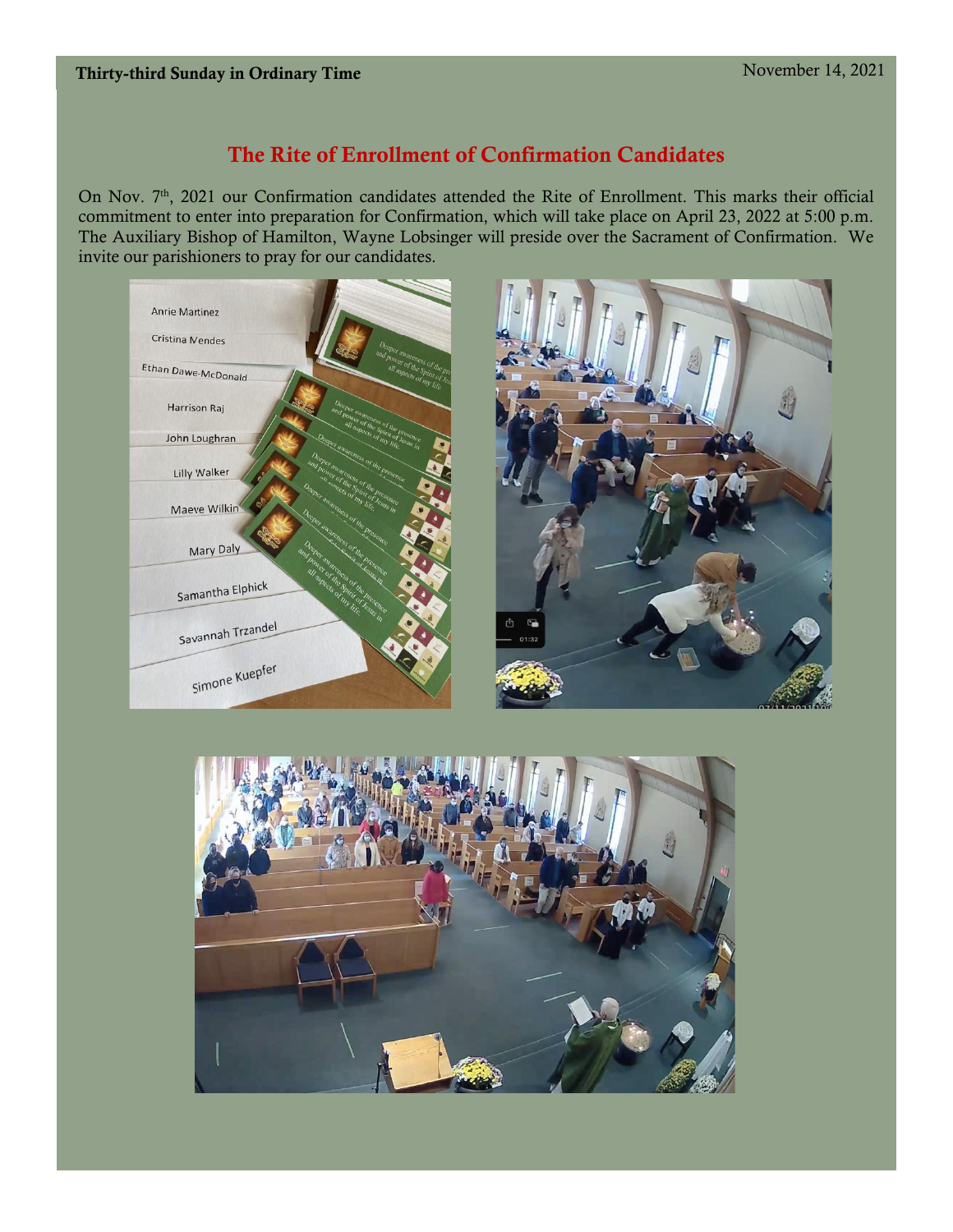**Thirty-third Sunday in Ordinary Time** November 14, 2021

## The Rite of Enrollment of Confirmation Candidates

On Nov. 7th, 2021 our Confirmation candidates attended the Rite of Enrollment. This marks their official commitment to enter into preparation for Confirmation, which will take place on April 23, 2022 at 5:00 p.m. The Auxiliary Bishop of Hamilton, Wayne Lobsinger will preside over the Sacrament of Confirmation. We invite our parishioners to pray for our candidates.